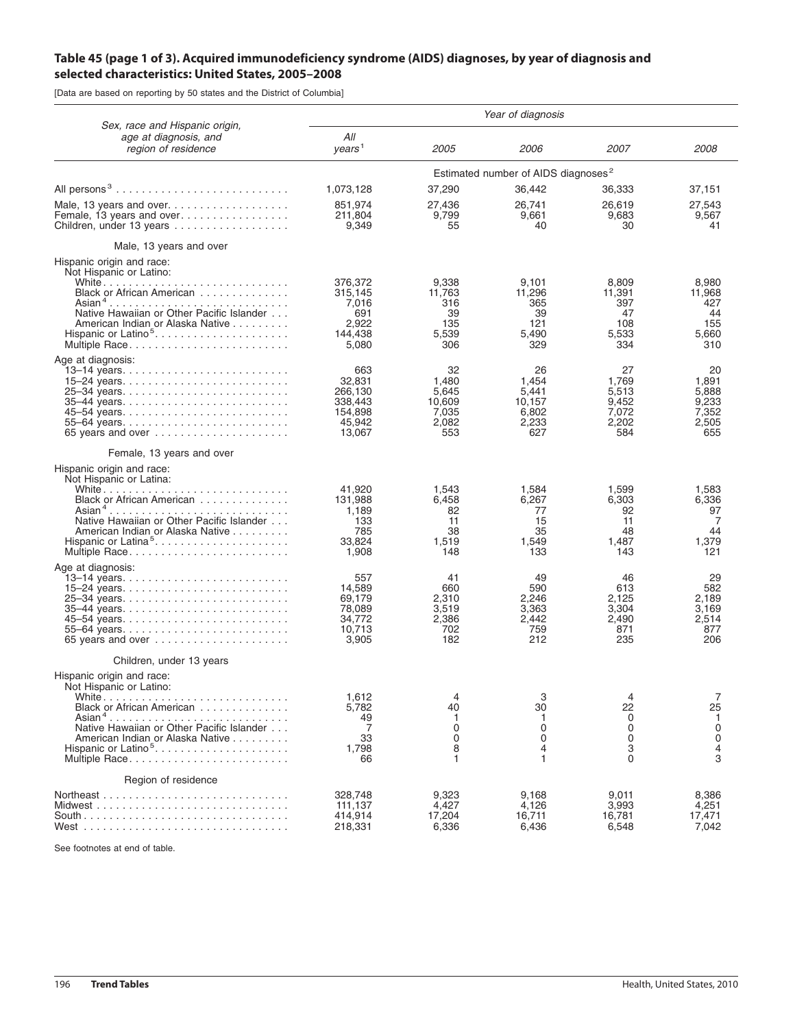**Table 45 (page 1 of 3). Acquired immunodeficiency syndrome (AIDS) diagnoses, by year of diagnosis and selected characteristics: United States, 2005–2008**

[Data are based on reporting by 50 states and the District of Columbia]

| Sex, race and Hispanic origin, age at diagnosis, and region of residence | Year of diagnosis | | | | |
|---|---|---|---|---|---|
| | *All years*[1] | *2005* | *2006* | *2007* | *2008* |
| | Estimated number of AIDS diagnoses[2] | | | | |
| All persons[3] | 1,073,128 | 37,290 | 36,442 | 36,333 | 37,151 |
| Male, 13 years and over | 851,974 | 27,436 | 26,741 | 26,619 | 27,543 |
| Female, 13 years and over | 211,804 | 9,799 | 9,661 | 9,683 | 9,567 |
| Children, under 13 years | 9,349 | 55 | 40 | 30 | 41 |
| **Male, 13 years and over** | | | | | |
| Hispanic origin and race: | | | | | |
| Not Hispanic or Latino: | | | | | |
| White | 376,372 | 9,338 | 9,101 | 8,809 | 8,980 |
| Black or African American | 315,145 | 11,763 | 11,296 | 11,391 | 11,968 |
| Asian[4] | 7,016 | 316 | 365 | 397 | 427 |
| Native Hawaiian or Other Pacific Islander | 691 | 39 | 39 | 47 | 44 |
| American Indian or Alaska Native | 2,922 | 135 | 121 | 108 | 155 |
| Hispanic or Latino[5] | 144,438 | 5,539 | 5,490 | 5,533 | 5,660 |
| Multiple Race | 5,080 | 306 | 329 | 334 | 310 |
| Age at diagnosis: | | | | | |
| 13–14 years | 663 | 32 | 26 | 27 | 20 |
| 15–24 years | 32,831 | 1,480 | 1,454 | 1,769 | 1,891 |
| 25–34 years | 266,130 | 5,645 | 5,441 | 5,513 | 5,888 |
| 35–44 years | 338,443 | 10,609 | 10,157 | 9,452 | 9,233 |
| 45–54 years | 154,898 | 7,035 | 6,802 | 7,072 | 7,352 |
| 55–64 years | 45,942 | 2,082 | 2,233 | 2,202 | 2,505 |
| 65 years and over | 13,067 | 553 | 627 | 584 | 655 |
| **Female, 13 years and over** | | | | | |
| Hispanic origin and race: | | | | | |
| Not Hispanic or Latina: | | | | | |
| White | 41,920 | 1,543 | 1,584 | 1,599 | 1,583 |
| Black or African American | 131,988 | 6,458 | 6,267 | 6,303 | 6,336 |
| Asian[4] | 1,189 | 82 | 77 | 92 | 97 |
| Native Hawaiian or Other Pacific Islander | 133 | 11 | 15 | 11 | 7 |
| American Indian or Alaska Native | 785 | 38 | 35 | 48 | 44 |
| Hispanic or Latina[5] | 33,824 | 1,519 | 1,549 | 1,487 | 1,379 |
| Multiple Race | 1,908 | 148 | 133 | 143 | 121 |
| Age at diagnosis: | | | | | |
| 13–14 years | 557 | 41 | 49 | 46 | 29 |
| 15–24 years | 14,589 | 660 | 590 | 613 | 582 |
| 25–34 years | 69,179 | 2,310 | 2,246 | 2,125 | 2,189 |
| 35–44 years | 78,089 | 3,519 | 3,363 | 3,304 | 3,169 |
| 45–54 years | 34,772 | 2,386 | 2,442 | 2,490 | 2,514 |
| 55–64 years | 10,713 | 702 | 759 | 871 | 877 |
| 65 years and over | 3,905 | 182 | 212 | 235 | 206 |
| **Children, under 13 years** | | | | | |
| Hispanic origin and race: | | | | | |
| Not Hispanic or Latino: | | | | | |
| White | 1,612 | 4 | 3 | 4 | 7 |
| Black or African American | 5,782 | 40 | 30 | 22 | 25 |
| Asian[4] | 49 | 1 | 1 | 0 | 1 |
| Native Hawaiian or Other Pacific Islander | 7 | 0 | 0 | 0 | 0 |
| American Indian or Alaska Native | 33 | 0 | 0 | 0 | 0 |
| Hispanic or Latino[5] | 1,798 | 8 | 4 | 3 | 4 |
| Multiple Race | 66 | 1 | 1 | 0 | 3 |
| **Region of residence** | | | | | |
| Northeast | 328,748 | 9,323 | 9,168 | 9,011 | 8,386 |
| Midwest | 111,137 | 4,427 | 4,126 | 3,993 | 4,251 |
| South | 414,914 | 17,204 | 16,711 | 16,781 | 17,471 |
| West | 218,331 | 6,336 | 6,436 | 6,548 | 7,042 |

See footnotes at end of table.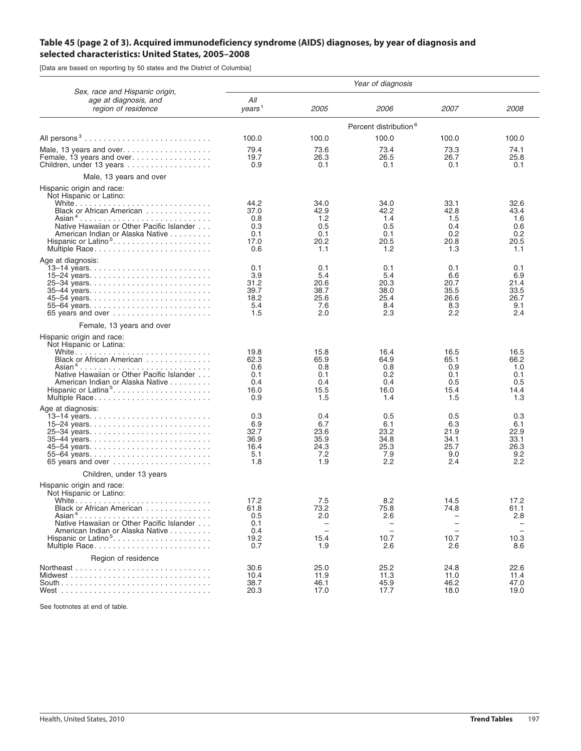**Table 45 (page 2 of 3). Acquired immunodeficiency syndrome (AIDS) diagnoses, by year of diagnosis and selected characteristics: United States, 2005–2008**

[Data are based on reporting by 50 states and the District of Columbia]

| Sex, race and Hispanic origin, age at diagnosis, and region of residence | Year of diagnosis | | | | |
|---|---|---|---|---|---|
| | *All years*[1] | *2005* | *2006* | *2007* | *2008* |
| | Percent distribution[6] | | | | |
| All persons[3] | 100.0 | 100.0 | 100.0 | 100.0 | 100.0 |
| Male, 13 years and over | 79.4 | 73.6 | 73.4 | 73.3 | 74.1 |
| Female, 13 years and over | 19.7 | 26.3 | 26.5 | 26.7 | 25.8 |
| Children, under 13 years | 0.9 | 0.1 | 0.1 | 0.1 | 0.1 |
| Male, 13 years and over | | | | | |
| Hispanic origin and race: | | | | | |
| Not Hispanic or Latino: | | | | | |
| White | 44.2 | 34.0 | 34.0 | 33.1 | 32.6 |
| Black or African American | 37.0 | 42.9 | 42.2 | 42.8 | 43.4 |
| Asian[4] | 0.8 | 1.2 | 1.4 | 1.5 | 1.6 |
| Native Hawaiian or Other Pacific Islander | 0.3 | 0.5 | 0.5 | 0.4 | 0.6 |
| American Indian or Alaska Native | 0.1 | 0.1 | 0.1 | 0.2 | 0.2 |
| Hispanic or Latino[5] | 17.0 | 20.2 | 20.5 | 20.8 | 20.5 |
| Multiple Race | 0.6 | 1.1 | 1.2 | 1.3 | 1.1 |
| Age at diagnosis: | | | | | |
| 13–14 years | 0.1 | 0.1 | 0.1 | 0.1 | 0.1 |
| 15–24 years | 3.9 | 5.4 | 5.4 | 6.6 | 6.9 |
| 25–34 years | 31.2 | 20.6 | 20.3 | 20.7 | 21.4 |
| 35–44 years | 39.7 | 38.7 | 38.0 | 35.5 | 33.5 |
| 45–54 years | 18.2 | 25.6 | 25.4 | 26.6 | 26.7 |
| 55–64 years | 5.4 | 7.6 | 8.4 | 8.3 | 9.1 |
| 65 years and over | 1.5 | 2.0 | 2.3 | 2.2 | 2.4 |
| Female, 13 years and over | | | | | |
| Hispanic origin and race: | | | | | |
| Not Hispanic or Latina: | | | | | |
| White | 19.8 | 15.8 | 16.4 | 16.5 | 16.5 |
| Black or African American | 62.3 | 65.9 | 64.9 | 65.1 | 66.2 |
| Asian[4] | 0.6 | 0.8 | 0.8 | 0.9 | 1.0 |
| Native Hawaiian or Other Pacific Islander | 0.1 | 0.1 | 0.2 | 0.1 | 0.1 |
| American Indian or Alaska Native | 0.4 | 0.4 | 0.4 | 0.5 | 0.5 |
| Hispanic or Latina[5] | 16.0 | 15.5 | 16.0 | 15.4 | 14.4 |
| Multiple Race | 0.9 | 1.5 | 1.4 | 1.5 | 1.3 |
| Age at diagnosis: | | | | | |
| 13–14 years | 0.3 | 0.4 | 0.5 | 0.5 | 0.3 |
| 15–24 years | 6.9 | 6.7 | 6.1 | 6.3 | 6.1 |
| 25–34 years | 32.7 | 23.6 | 23.2 | 21.9 | 22.9 |
| 35–44 years | 36.9 | 35.9 | 34.8 | 34.1 | 33.1 |
| 45–54 years | 16.4 | 24.3 | 25.3 | 25.7 | 26.3 |
| 55–64 years | 5.1 | 7.2 | 7.9 | 9.0 | 9.2 |
| 65 years and over | 1.8 | 1.9 | 2.2 | 2.4 | 2.2 |
| Children, under 13 years | | | | | |
| Hispanic origin and race: | | | | | |
| Not Hispanic or Latino: | | | | | |
| White | 17.2 | 7.5 | 8.2 | 14.5 | 17.2 |
| Black or African American | 61.8 | 73.2 | 75.8 | 74.8 | 61.1 |
| Asian[4] | 0.5 | 2.0 | 2.6 | – | 2.8 |
| Native Hawaiian or Other Pacific Islander | 0.1 | – | – | – | – |
| American Indian or Alaska Native | 0.4 | – | – | – | – |
| Hispanic or Latino[5] | 19.2 | 15.4 | 10.7 | 10.7 | 10.3 |
| Multiple Race | 0.7 | 1.9 | 2.6 | 2.6 | 8.6 |
| Region of residence | | | | | |
| Northeast | 30.6 | 25.0 | 25.2 | 24.8 | 22.6 |
| Midwest | 10.4 | 11.9 | 11.3 | 11.0 | 11.4 |
| South | 38.7 | 46.1 | 45.9 | 46.2 | 47.0 |
| West | 20.3 | 17.0 | 17.7 | 18.0 | 19.0 |

See footnotes at end of table.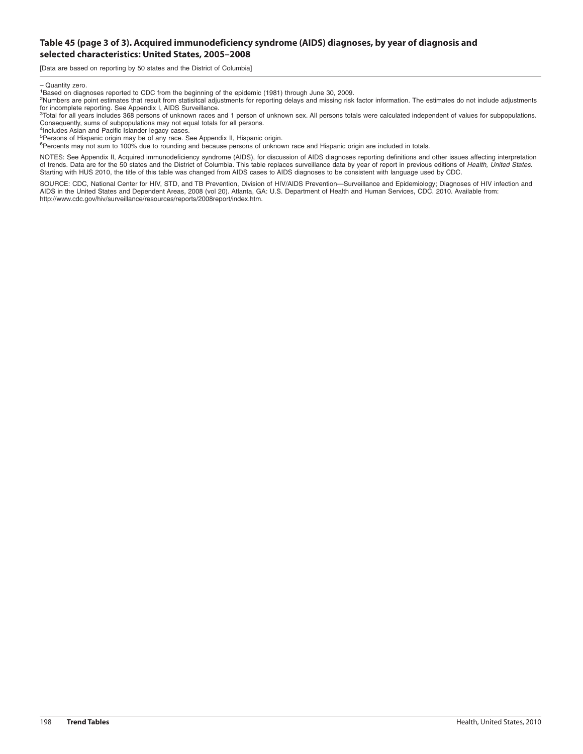## Table 45 (page 3 of 3). Acquired immunodeficiency syndrome (AIDS) diagnoses, by year of diagnosis and selected characteristics: United States, 2005–2008

[Data are based on reporting by 50 states and the District of Columbia]

– Quantity zero.

[1]Based on diagnoses reported to CDC from the beginning of the epidemic (1981) through June 30, 2009.

[2]Numbers are point estimates that result from statisitcal adjustments for reporting delays and missing risk factor information. The estimates do not include adjustments for incomplete reporting. See Appendix I, AIDS Surveillance.

[3]Total for all years includes 368 persons of unknown races and 1 person of unknown sex. All persons totals were calculated independent of values for subpopulations. Consequently, sums of subpopulations may not equal totals for all persons.

[4]Includes Asian and Pacific Islander legacy cases.

[5]Persons of Hispanic origin may be of any race. See Appendix II, Hispanic origin.

[6]Percents may not sum to 100% due to rounding and because persons of unknown race and Hispanic origin are included in totals.

NOTES: See Appendix II, Acquired immunodeficiency syndrome (AIDS), for discussion of AIDS diagnoses reporting definitions and other issues affecting interpretation of trends. Data are for the 50 states and the District of Columbia. This table replaces surveillance data by year of report in previous editions of *Health, United States*. Starting with HUS 2010, the title of this table was changed from AIDS cases to AIDS diagnoses to be consistent with language used by CDC.

SOURCE: CDC, National Center for HIV, STD, and TB Prevention, Division of HIV/AIDS Prevention—Surveillance and Epidemiology; Diagnoses of HIV infection and AIDS in the United States and Dependent Areas, 2008 (vol 20). Atlanta, GA: U.S. Department of Health and Human Services, CDC. 2010. Available from: http://www.cdc.gov/hiv/surveillance/resources/reports/2008report/index.htm.